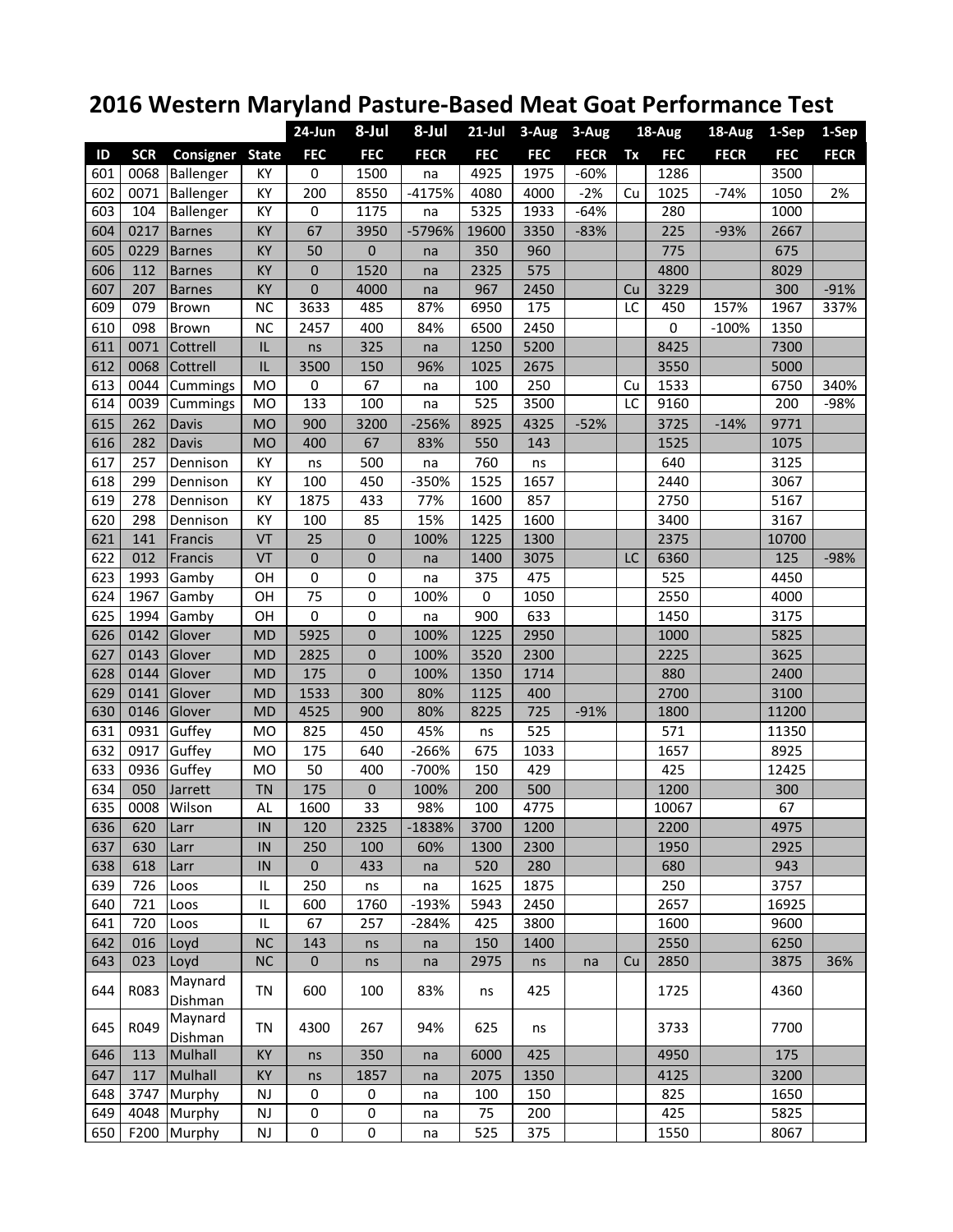# 2016 Western Maryland Pasture-Based Meat Goat Performance Test

| | | | | 24-Jun | 8-Jul | 8-Jul | 21-Jul | 3-Aug | 3-Aug | | 18-Aug | 18-Aug | 1-Sep | 1-Sep |
|---|---|---|---|---|---|---|---|---|---|---|---|---|---|---|
| ID | SCR | Consigner | State | FEC | FEC | FECR | FEC | FEC | FECR | Tx | FEC | FECR | FEC | FECR |
| 601 | 0068 | Ballenger | KY | 0 | 1500 | na | 4925 | 1975 | -60% | | 1286 | | 3500 | |
| 602 | 0071 | Ballenger | KY | 200 | 8550 | -4175% | 4080 | 4000 | -2% | Cu | 1025 | -74% | 1050 | 2% |
| 603 | 104 | Ballenger | KY | 0 | 1175 | na | 5325 | 1933 | -64% | | 280 | | 1000 | |
| 604 | 0217 | Barnes | KY | 67 | 3950 | -5796% | 19600 | 3350 | -83% | | 225 | -93% | 2667 | |
| 605 | 0229 | Barnes | KY | 50 | 0 | na | 350 | 960 | | | 775 | | 675 | |
| 606 | 112 | Barnes | KY | 0 | 1520 | na | 2325 | 575 | | | 4800 | | 8029 | |
| 607 | 207 | Barnes | KY | 0 | 4000 | na | 967 | 2450 | | Cu | 3229 | | 300 | -91% |
| 609 | 079 | Brown | NC | 3633 | 485 | 87% | 6950 | 175 | | LC | 450 | 157% | 1967 | 337% |
| 610 | 098 | Brown | NC | 2457 | 400 | 84% | 6500 | 2450 | | | 0 | -100% | 1350 | |
| 611 | 0071 | Cottrell | IL | ns | 325 | na | 1250 | 5200 | | | 8425 | | 7300 | |
| 612 | 0068 | Cottrell | IL | 3500 | 150 | 96% | 1025 | 2675 | | | 3550 | | 5000 | |
| 613 | 0044 | Cummings | MO | 0 | 67 | na | 100 | 250 | | Cu | 1533 | | 6750 | 340% |
| 614 | 0039 | Cummings | MO | 133 | 100 | na | 525 | 3500 | | LC | 9160 | | 200 | -98% |
| 615 | 262 | Davis | MO | 900 | 3200 | -256% | 8925 | 4325 | -52% | | 3725 | -14% | 9771 | |
| 616 | 282 | Davis | MO | 400 | 67 | 83% | 550 | 143 | | | 1525 | | 1075 | |
| 617 | 257 | Dennison | KY | ns | 500 | na | 760 | ns | | | 640 | | 3125 | |
| 618 | 299 | Dennison | KY | 100 | 450 | -350% | 1525 | 1657 | | | 2440 | | 3067 | |
| 619 | 278 | Dennison | KY | 1875 | 433 | 77% | 1600 | 857 | | | 2750 | | 5167 | |
| 620 | 298 | Dennison | KY | 100 | 85 | 15% | 1425 | 1600 | | | 3400 | | 3167 | |
| 621 | 141 | Francis | VT | 25 | 0 | 100% | 1225 | 1300 | | | 2375 | | 10700 | |
| 622 | 012 | Francis | VT | 0 | 0 | na | 1400 | 3075 | | LC | 6360 | | 125 | -98% |
| 623 | 1993 | Gamby | OH | 0 | 0 | na | 375 | 475 | | | 525 | | 4450 | |
| 624 | 1967 | Gamby | OH | 75 | 0 | 100% | 0 | 1050 | | | 2550 | | 4000 | |
| 625 | 1994 | Gamby | OH | 0 | 0 | na | 900 | 633 | | | 1450 | | 3175 | |
| 626 | 0142 | Glover | MD | 5925 | 0 | 100% | 1225 | 2950 | | | 1000 | | 5825 | |
| 627 | 0143 | Glover | MD | 2825 | 0 | 100% | 3520 | 2300 | | | 2225 | | 3625 | |
| 628 | 0144 | Glover | MD | 175 | 0 | 100% | 1350 | 1714 | | | 880 | | 2400 | |
| 629 | 0141 | Glover | MD | 1533 | 300 | 80% | 1125 | 400 | | | 2700 | | 3100 | |
| 630 | 0146 | Glover | MD | 4525 | 900 | 80% | 8225 | 725 | -91% | | 1800 | | 11200 | |
| 631 | 0931 | Guffey | MO | 825 | 450 | 45% | ns | 525 | | | 571 | | 11350 | |
| 632 | 0917 | Guffey | MO | 175 | 640 | -266% | 675 | 1033 | | | 1657 | | 8925 | |
| 633 | 0936 | Guffey | MO | 50 | 400 | -700% | 150 | 429 | | | 425 | | 12425 | |
| 634 | 050 | Jarrett | TN | 175 | 0 | 100% | 200 | 500 | | | 1200 | | 300 | |
| 635 | 0008 | Wilson | AL | 1600 | 33 | 98% | 100 | 4775 | | | 10067 | | 67 | |
| 636 | 620 | Larr | IN | 120 | 2325 | -1838% | 3700 | 1200 | | | 2200 | | 4975 | |
| 637 | 630 | Larr | IN | 250 | 100 | 60% | 1300 | 2300 | | | 1950 | | 2925 | |
| 638 | 618 | Larr | IN | 0 | 433 | na | 520 | 280 | | | 680 | | 943 | |
| 639 | 726 | Loos | IL | 250 | ns | na | 1625 | 1875 | | | 250 | | 3757 | |
| 640 | 721 | Loos | IL | 600 | 1760 | -193% | 5943 | 2450 | | | 2657 | | 16925 | |
| 641 | 720 | Loos | IL | 67 | 257 | -284% | 425 | 3800 | | | 1600 | | 9600 | |
| 642 | 016 | Loyd | NC | 143 | ns | na | 150 | 1400 | | | 2550 | | 6250 | |
| 643 | 023 | Loyd | NC | 0 | ns | na | 2975 | ns | na | Cu | 2850 | | 3875 | 36% |
| 644 | R083 | Maynard Dishman | TN | 600 | 100 | 83% | ns | 425 | | | 1725 | | 4360 | |
| 645 | R049 | Maynard Dishman | TN | 4300 | 267 | 94% | 625 | ns | | | 3733 | | 7700 | |
| 646 | 113 | Mulhall | KY | ns | 350 | na | 6000 | 425 | | | 4950 | | 175 | |
| 647 | 117 | Mulhall | KY | ns | 1857 | na | 2075 | 1350 | | | 4125 | | 3200 | |
| 648 | 3747 | Murphy | NJ | 0 | 0 | na | 100 | 150 | | | 825 | | 1650 | |
| 649 | 4048 | Murphy | NJ | 0 | 0 | na | 75 | 200 | | | 425 | | 5825 | |
| 650 | F200 | Murphy | NJ | 0 | 0 | na | 525 | 375 | | | 1550 | | 8067 | |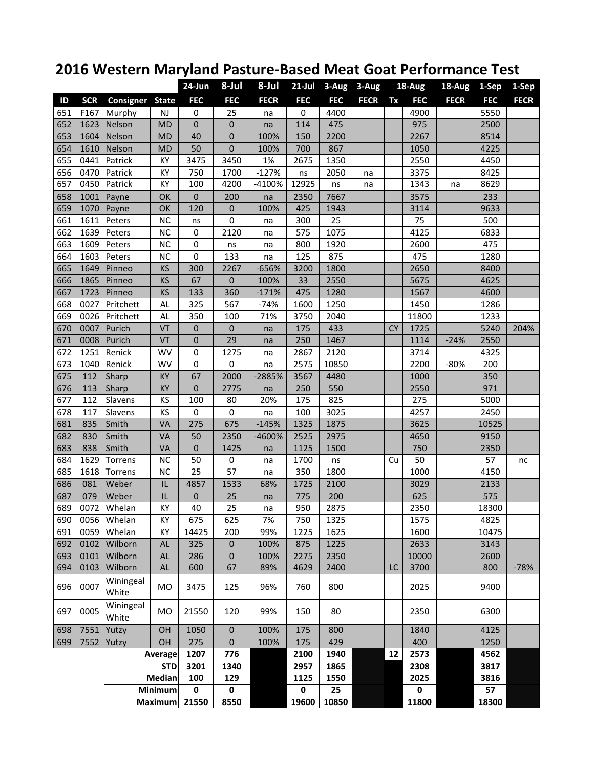# 2016 Western Maryland Pasture-Based Meat Goat Performance Test

| | | | | 24-Jun | 8-Jul | 8-Jul | 21-Jul | 3-Aug | 3-Aug | | 18-Aug | 18-Aug | 1-Sep | 1-Sep |
|---|---|---|---|---|---|---|---|---|---|---|---|---|---|---|
| ID | SCR | Consigner | State | FEC | FEC | FECR | FEC | FEC | FECR | Tx | FEC | FECR | FEC | FECR |
| 651 | F167 | Murphy | NJ | 0 | 25 | na | 0 | 4400 | | | 4900 | | 5550 | |
| 652 | 1623 | Nelson | MD | 0 | 0 | na | 114 | 475 | | | 975 | | 2500 | |
| 653 | 1604 | Nelson | MD | 40 | 0 | 100% | 150 | 2200 | | | 2267 | | 8514 | |
| 654 | 1610 | Nelson | MD | 50 | 0 | 100% | 700 | 867 | | | 1050 | | 4225 | |
| 655 | 0441 | Patrick | KY | 3475 | 3450 | 1% | 2675 | 1350 | | | 2550 | | 4450 | |
| 656 | 0470 | Patrick | KY | 750 | 1700 | -127% | ns | 2050 | na | | 3375 | | 8425 | |
| 657 | 0450 | Patrick | KY | 100 | 4200 | -4100% | 12925 | ns | na | | 1343 | na | 8629 | |
| 658 | 1001 | Payne | OK | 0 | 200 | na | 2350 | 7667 | | | 3575 | | 233 | |
| 659 | 1070 | Payne | OK | 120 | 0 | 100% | 425 | 1943 | | | 3114 | | 9633 | |
| 661 | 1611 | Peters | NC | ns | 0 | na | 300 | 25 | | | 75 | | 500 | |
| 662 | 1639 | Peters | NC | 0 | 2120 | na | 575 | 1075 | | | 4125 | | 6833 | |
| 663 | 1609 | Peters | NC | 0 | ns | na | 800 | 1920 | | | 2600 | | 475 | |
| 664 | 1603 | Peters | NC | 0 | 133 | na | 125 | 875 | | | 475 | | 1280 | |
| 665 | 1649 | Pinneo | KS | 300 | 2267 | -656% | 3200 | 1800 | | | 2650 | | 8400 | |
| 666 | 1865 | Pinneo | KS | 67 | 0 | 100% | 33 | 2550 | | | 5675 | | 4625 | |
| 667 | 1723 | Pinneo | KS | 133 | 360 | -171% | 475 | 1280 | | | 1567 | | 4600 | |
| 668 | 0027 | Pritchett | AL | 325 | 567 | -74% | 1600 | 1250 | | | 1450 | | 1286 | |
| 669 | 0026 | Pritchett | AL | 350 | 100 | 71% | 3750 | 2040 | | | 11800 | | 1233 | |
| 670 | 0007 | Purich | VT | 0 | 0 | na | 175 | 433 | | CY | 1725 | | 5240 | 204% |
| 671 | 0008 | Purich | VT | 0 | 29 | na | 250 | 1467 | | | 1114 | -24% | 2550 | |
| 672 | 1251 | Renick | WV | 0 | 1275 | na | 2867 | 2120 | | | 3714 | | 4325 | |
| 673 | 1040 | Renick | WV | 0 | 0 | na | 2575 | 10850 | | | 2200 | -80% | 200 | |
| 675 | 112 | Sharp | KY | 67 | 2000 | -2885% | 3567 | 4480 | | | 1000 | | 350 | |
| 676 | 113 | Sharp | KY | 0 | 2775 | na | 250 | 550 | | | 2550 | | 971 | |
| 677 | 112 | Slavens | KS | 100 | 80 | 20% | 175 | 825 | | | 275 | | 5000 | |
| 678 | 117 | Slavens | KS | 0 | 0 | na | 100 | 3025 | | | 4257 | | 2450 | |
| 681 | 835 | Smith | VA | 275 | 675 | -145% | 1325 | 1875 | | | 3625 | | 10525 | |
| 682 | 830 | Smith | VA | 50 | 2350 | -4600% | 2525 | 2975 | | | 4650 | | 9150 | |
| 683 | 838 | Smith | VA | 0 | 1425 | na | 1125 | 1500 | | | 750 | | 2350 | |
| 684 | 1629 | Torrens | NC | 50 | 0 | na | 1700 | ns | | Cu | 50 | | 57 | nc |
| 685 | 1618 | Torrens | NC | 25 | 57 | na | 350 | 1800 | | | 1000 | | 4150 | |
| 686 | 081 | Weber | IL | 4857 | 1533 | 68% | 1725 | 2100 | | | 3029 | | 2133 | |
| 687 | 079 | Weber | IL | 0 | 25 | na | 775 | 200 | | | 625 | | 575 | |
| 689 | 0072 | Whelan | KY | 40 | 25 | na | 950 | 2875 | | | 2350 | | 18300 | |
| 690 | 0056 | Whelan | KY | 675 | 625 | 7% | 750 | 1325 | | | 1575 | | 4825 | |
| 691 | 0059 | Whelan | KY | 14425 | 200 | 99% | 1225 | 1625 | | | 1600 | | 10475 | |
| 692 | 0102 | Wilborn | AL | 325 | 0 | 100% | 875 | 1225 | | | 2633 | | 3143 | |
| 693 | 0101 | Wilborn | AL | 286 | 0 | 100% | 2275 | 2350 | | | 10000 | | 2600 | |
| 694 | 0103 | Wilborn | AL | 600 | 67 | 89% | 4629 | 2400 | | LC | 3700 | | 800 | -78% |
| 696 | 0007 | Winingeal White | MO | 3475 | 125 | 96% | 760 | 800 | | | 2025 | | 9400 | |
| 697 | 0005 | Winingeal White | MO | 21550 | 120 | 99% | 150 | 80 | | | 2350 | | 6300 | |
| 698 | 7551 | Yutzy | OH | 1050 | 0 | 100% | 175 | 800 | | | 1840 | | 4125 | |
| 699 | 7552 | Yutzy | OH | 275 | 0 | 100% | 175 | 429 | | | 400 | | 1250 | |
| | | | **Average** | **1207** | **776** | | **2100** | **1940** | | **12** | **2573** | | **4562** | |
| | | | **STD** | **3201** | **1340** | | **2957** | **1865** | | | **2308** | | **3817** | |
| | | | **Median** | **100** | **129** | | **1125** | **1550** | | | **2025** | | **3816** | |
| | | | **Minimum** | **0** | **0** | | **0** | **25** | | | **0** | | **57** | |
| | | | **Maximum** | **21550** | **8550** | | **19600** | **10850** | | | **11800** | | **18300** | |